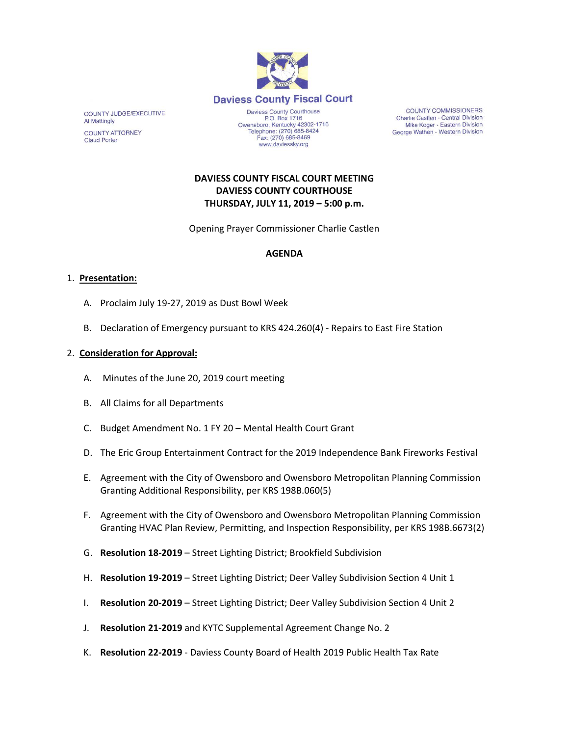# Daviess County Fiscal Court

COUNTY JUDGE/EXECUTIVE
Al Mattingly

COUNTY ATTORNEY
Claud Porter

Daviess County Courthouse
P.O. Box 1716
Owensboro, Kentucky 42302-1716
Telephone: (270) 685-8424
Fax: (270) 685-8469
www.daviessky.org

COUNTY COMMISSIONERS
Charlie Castlen - Central Division
Mike Koger - Eastern Division
George Wathen - Western Division

**DAVIESS COUNTY FISCAL COURT MEETING**
**DAVIESS COUNTY COURTHOUSE**
**THURSDAY, JULY 11, 2019 – 5:00 p.m.**

Opening Prayer Commissioner Charlie Castlen

**AGENDA**

1. **Presentation:**

   A. Proclaim July 19-27, 2019 as Dust Bowl Week

   B. Declaration of Emergency pursuant to KRS 424.260(4) - Repairs to East Fire Station

2. **Consideration for Approval:**

   A. Minutes of the June 20, 2019 court meeting

   B. All Claims for all Departments

   C. Budget Amendment No. 1 FY 20 – Mental Health Court Grant

   D. The Eric Group Entertainment Contract for the 2019 Independence Bank Fireworks Festival

   E. Agreement with the City of Owensboro and Owensboro Metropolitan Planning Commission Granting Additional Responsibility, per KRS 198B.060(5)

   F. Agreement with the City of Owensboro and Owensboro Metropolitan Planning Commission Granting HVAC Plan Review, Permitting, and Inspection Responsibility, per KRS 198B.6673(2)

   G. **Resolution 18-2019** – Street Lighting District; Brookfield Subdivision

   H. **Resolution 19-2019** – Street Lighting District; Deer Valley Subdivision Section 4 Unit 1

   I. **Resolution 20-2019** – Street Lighting District; Deer Valley Subdivision Section 4 Unit 2

   J. **Resolution 21-2019** and KYTC Supplemental Agreement Change No. 2

   K. **Resolution 22-2019** - Daviess County Board of Health 2019 Public Health Tax Rate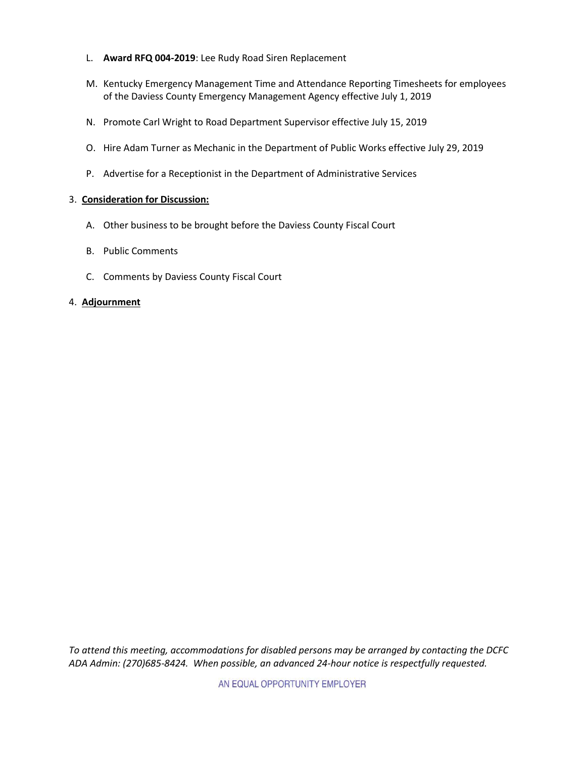L. **Award RFQ 004-2019**: Lee Rudy Road Siren Replacement

M. Kentucky Emergency Management Time and Attendance Reporting Timesheets for employees of the Daviess County Emergency Management Agency effective July 1, 2019

N. Promote Carl Wright to Road Department Supervisor effective July 15, 2019

O. Hire Adam Turner as Mechanic in the Department of Public Works effective July 29, 2019

P. Advertise for a Receptionist in the Department of Administrative Services

3. **Consideration for Discussion:**

   A. Other business to be brought before the Daviess County Fiscal Court

   B. Public Comments

   C. Comments by Daviess County Fiscal Court

4. **Adjournment**

*To attend this meeting, accommodations for disabled persons may be arranged by contacting the DCFC ADA Admin: (270)685-8424. When possible, an advanced 24-hour notice is respectfully requested.*

AN EQUAL OPPORTUNITY EMPLOYER